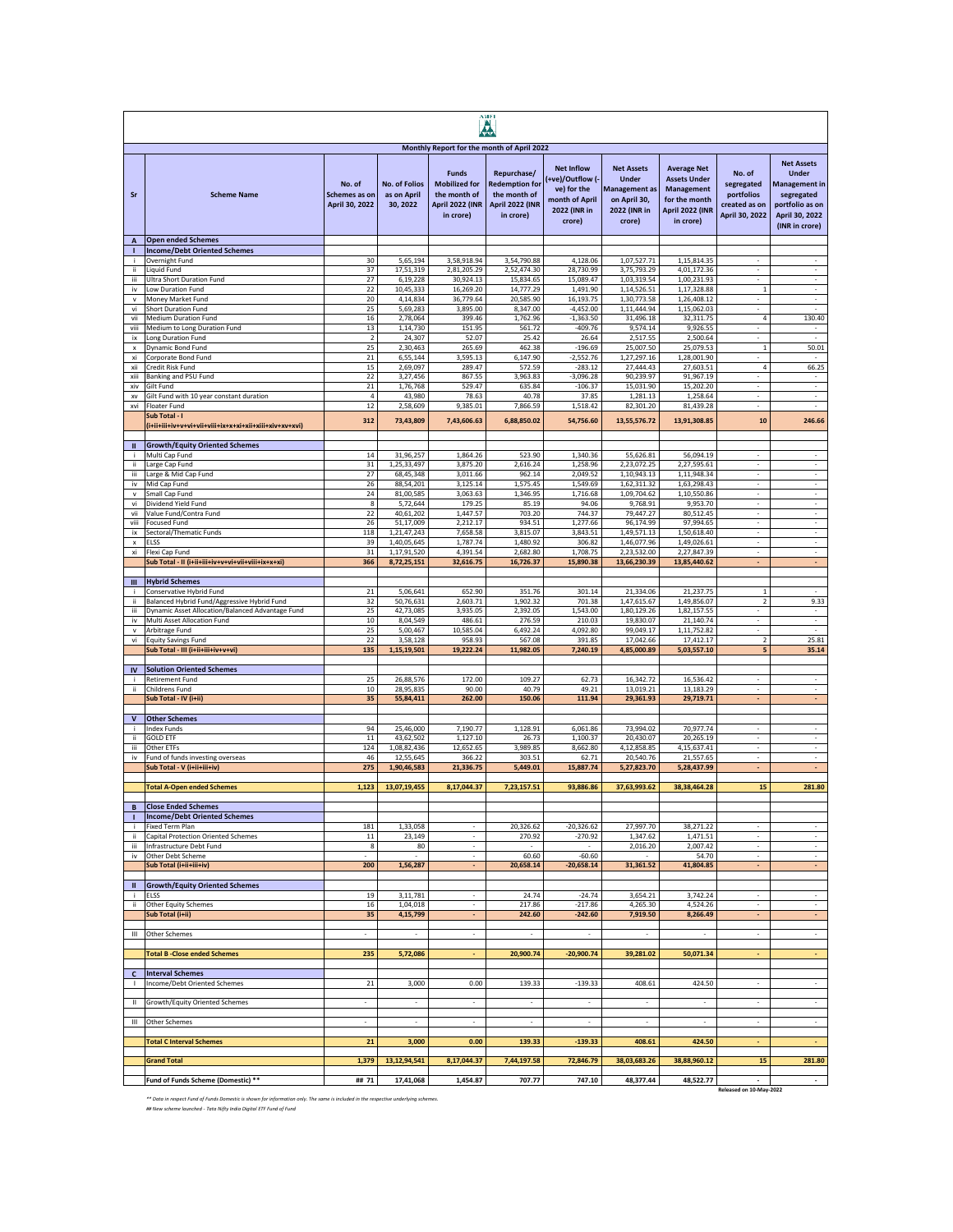## Monthly Report for the month of April 2022

| Sr | Scheme Name | No. of Schemes as on April 30, 2022 | No. of Folios as on April 30, 2022 | Funds Mobilized for the month of April 2022 (INR in crore) | Repurchase/ Redemption for the month of April 2022 (INR in crore) | Net Inflow (+ve)/Outflow (-ve) for the month of April 2022 (INR in crore) | Net Assets Under Management as on April 30, 2022 (INR in crore) | Average Net Assets Under Management for the month April 2022 (INR in crore) | No. of segregated portfolios created as on April 30, 2022 | Net Assets Under Management in segregated portfolio as on April 30, 2022 (INR in crore) |
|---|---|---|---|---|---|---|---|---|---|---|
| **A** | **Open ended Schemes** | | | | | | | | | |
| **I** | **Income/Debt Oriented Schemes** | | | | | | | | | |
| i | Overnight Fund | 30 | 5,65,194 | 3,58,918.94 | 3,54,790.88 | 4,128.06 | 1,07,527.71 | 1,15,814.35 | - | - |
| ii | Liquid Fund | 37 | 17,51,319 | 2,81,205.29 | 2,52,474.30 | 28,730.99 | 3,75,793.29 | 4,01,172.36 | - | - |
| iii | Ultra Short Duration Fund | 27 | 6,19,228 | 30,924.13 | 15,834.65 | 15,089.47 | 1,03,319.54 | 1,00,231.93 | - | - |
| iv | Low Duration Fund | 22 | 10,45,333 | 16,269.20 | 14,777.29 | 1,491.90 | 1,14,526.51 | 1,17,328.88 | 1 | - |
| v | Money Market Fund | 20 | 4,14,834 | 36,779.64 | 20,585.90 | 16,193.75 | 1,30,773.58 | 1,26,408.12 | - | - |
| vi | Short Duration Fund | 25 | 5,69,283 | 3,895.00 | 8,347.00 | -4,452.00 | 1,11,444.94 | 1,15,062.03 | - | - |
| vii | Medium Duration Fund | 16 | 2,78,064 | 399.46 | 1,762.96 | -1,363.50 | 31,496.18 | 32,311.75 | 4 | 130.40 |
| viii | Medium to Long Duration Fund | 13 | 1,14,730 | 151.95 | 561.72 | -409.76 | 9,574.14 | 9,926.55 | - | - |
| ix | Long Duration Fund | 2 | 24,307 | 52.07 | 25.42 | 26.64 | 2,517.55 | 2,500.64 | - | - |
| x | Dynamic Bond Fund | 25 | 2,30,463 | 265.69 | 462.38 | -196.69 | 25,007.50 | 25,079.53 | 1 | 50.01 |
| xi | Corporate Bond Fund | 21 | 6,55,144 | 3,595.13 | 6,147.90 | -2,552.76 | 1,27,297.16 | 1,28,001.90 | - | - |
| xii | Credit Risk Fund | 15 | 2,69,097 | 289.47 | 572.59 | -283.12 | 27,444.43 | 27,603.51 | 4 | 66.25 |
| xiii | Banking and PSU Fund | 22 | 3,27,456 | 867.55 | 3,963.83 | -3,096.28 | 90,239.97 | 91,967.19 | - | - |
| xiv | Gilt Fund | 21 | 1,76,768 | 529.47 | 635.84 | -106.37 | 15,031.90 | 15,202.20 | - | - |
| xv | Gilt Fund with 10 year constant duration | 4 | 43,980 | 78.63 | 40.78 | 37.85 | 1,281.13 | 1,258.64 | - | - |
| xvi | Floater Fund | 12 | 2,58,609 | 9,385.01 | 7,866.59 | 1,518.42 | 82,301.20 | 81,439.28 | - | - |
| | **Sub Total - I (i+ii+iii+iv+v+vi+vii+viii+ix+x+xi+xii+xiii+xiv+xv+xvi)** | **312** | **73,43,809** | **7,43,606.63** | **6,88,850.02** | **54,756.60** | **13,55,576.72** | **13,91,308.85** | **10** | **246.66** |
| **II** | **Growth/Equity Oriented Schemes** | | | | | | | | | |
| i | Multi Cap Fund | 14 | 31,96,257 | 1,864.26 | 523.90 | 1,340.36 | 55,626.81 | 56,094.19 | - | - |
| ii | Large Cap Fund | 31 | 1,25,33,497 | 3,875.20 | 2,616.24 | 1,258.96 | 2,23,072.25 | 2,27,595.61 | - | - |
| iii | Large & Mid Cap Fund | 27 | 68,45,348 | 3,011.66 | 962.14 | 2,049.52 | 1,10,943.13 | 1,11,948.34 | - | - |
| iv | Mid Cap Fund | 26 | 88,54,201 | 3,125.14 | 1,575.45 | 1,549.69 | 1,62,311.32 | 1,63,298.43 | - | - |
| v | Small Cap Fund | 24 | 81,00,585 | 3,063.63 | 1,346.95 | 1,716.68 | 1,09,704.62 | 1,10,550.86 | - | - |
| vi | Dividend Yield Fund | 8 | 5,72,644 | 179.25 | 85.19 | 94.06 | 9,768.91 | 9,953.70 | - | - |
| vii | Value Fund/Contra Fund | 22 | 40,61,202 | 1,447.57 | 703.20 | 744.37 | 79,447.27 | 80,512.45 | - | - |
| viii | Focused Fund | 26 | 51,17,009 | 2,212.17 | 934.51 | 1,277.66 | 96,174.99 | 97,994.65 | - | - |
| ix | Sectoral/Thematic Funds | 118 | 1,21,47,243 | 7,658.58 | 3,815.07 | 3,843.51 | 1,49,571.13 | 1,50,618.40 | - | - |
| x | ELSS | 39 | 1,40,05,645 | 1,787.74 | 1,480.92 | 306.82 | 1,46,077.96 | 1,49,026.61 | - | - |
| xi | Flexi Cap Fund | 31 | 1,17,91,520 | 4,391.54 | 2,682.80 | 1,708.75 | 2,23,532.00 | 2,27,847.39 | - | - |
| | **Sub Total - II (i+ii+iii+iv+v+vi+vii+viii+ix+x+xi)** | **366** | **8,72,25,151** | **32,616.75** | **16,726.37** | **15,890.38** | **13,66,230.39** | **13,85,440.62** | **-** | **-** |
| **III** | **Hybrid Schemes** | | | | | | | | | |
| i | Conservative Hybrid Fund | 21 | 5,06,641 | 652.90 | 351.76 | 301.14 | 21,334.06 | 21,237.75 | 1 | - |
| ii | Balanced Hybrid Fund/Aggressive Hybrid Fund | 32 | 50,76,631 | 2,603.71 | 1,902.32 | 701.38 | 1,47,615.67 | 1,49,856.07 | 2 | 9.33 |
| iii | Dynamic Asset Allocation/Balanced Advantage Fund | 25 | 42,73,085 | 3,935.05 | 2,392.05 | 1,543.00 | 1,80,129.26 | 1,82,157.55 | - | - |
| iv | Multi Asset Allocation Fund | 10 | 8,04,549 | 486.61 | 276.59 | 210.03 | 19,830.07 | 21,140.74 | - | - |
| v | Arbitrage Fund | 25 | 5,00,467 | 10,585.04 | 6,492.24 | 4,092.80 | 99,049.17 | 1,11,752.82 | - | - |
| vi | Equity Savings Fund | 22 | 3,58,128 | 958.93 | 567.08 | 391.85 | 17,042.66 | 17,412.17 | 2 | 25.81 |
| | **Sub Total - III (i+ii+iii+iv+v+vi)** | **135** | **1,15,19,501** | **19,222.24** | **11,982.05** | **7,240.19** | **4,85,000.89** | **5,03,557.10** | **5** | **35.14** |
| **IV** | **Solution Oriented Schemes** | | | | | | | | | |
| i | Retirement Fund | 25 | 26,88,576 | 172.00 | 109.27 | 62.73 | 16,342.72 | 16,536.42 | - | - |
| ii | Childrens Fund | 10 | 28,95,835 | 90.00 | 40.79 | 49.21 | 13,019.21 | 13,183.29 | - | - |
| | **Sub Total - IV (i+ii)** | **35** | **55,84,411** | **262.00** | **150.06** | **111.94** | **29,361.93** | **29,719.71** | **-** | **-** |
| **V** | **Other Schemes** | | | | | | | | | |
| i | Index Funds | 94 | 25,46,000 | 7,190.77 | 1,128.91 | 6,061.86 | 73,994.02 | 70,977.74 | - | - |
| ii | GOLD ETF | 11 | 43,62,502 | 1,127.10 | 26.73 | 1,100.37 | 20,430.07 | 20,265.19 | - | - |
| iii | Other ETFs | 124 | 1,08,82,436 | 12,652.65 | 3,989.85 | 8,662.80 | 4,12,858.85 | 4,15,637.41 | - | - |
| iv | Fund of funds investing overseas | 46 | 12,55,645 | 366.22 | 303.51 | 62.71 | 20,540.76 | 21,557.65 | - | - |
| | **Sub Total - V (i+ii+iii+iv)** | **275** | **1,90,46,583** | **21,336.75** | **5,449.01** | **15,887.74** | **5,27,823.70** | **5,28,437.99** | **-** | **-** |
| | **Total A-Open ended Schemes** | **1,123** | **13,07,19,455** | **8,17,044.37** | **7,23,157.51** | **93,886.86** | **37,63,993.62** | **38,38,464.28** | **15** | **281.80** |
| **B** | **Close Ended Schemes** | | | | | | | | | |
| **I** | **Income/Debt Oriented Schemes** | | | | | | | | | |
| i | Fixed Term Plan | 181 | 1,33,058 | - | 20,326.62 | -20,326.62 | 27,997.70 | 38,271.22 | - | - |
| ii | Capital Protection Oriented Schemes | 11 | 23,149 | - | 270.92 | -270.92 | 1,347.62 | 1,471.51 | - | - |
| iii | Infrastructure Debt Fund | 8 | 80 | - | - | - | 2,016.20 | 2,007.42 | - | - |
| iv | Other Debt Scheme | - | - | - | 60.60 | -60.60 | - | 54.70 | - | - |
| | **Sub Total (i+ii+iii+iv)** | **200** | **1,56,287** | **-** | **20,658.14** | **-20,658.14** | **31,361.52** | **41,804.85** | **-** | **-** |
| **II** | **Growth/Equity Oriented Schemes** | | | | | | | | | |
| i | ELSS | 19 | 3,11,781 | - | 24.74 | -24.74 | 3,654.21 | 3,742.24 | - | - |
| ii | Other Equity Schemes | 16 | 1,04,018 | - | 217.86 | -217.86 | 4,265.30 | 4,524.26 | - | - |
| | **Sub Total (i+ii)** | **35** | **4,15,799** | **-** | **242.60** | **-242.60** | **7,919.50** | **8,266.49** | **-** | **-** |
| III | Other Schemes | - | - | - | - | - | - | - | - | - |
| | **Total B -Close ended Schemes** | **235** | **5,72,086** | **-** | **20,900.74** | **-20,900.74** | **39,281.02** | **50,071.34** | **-** | **-** |
| **C** | **Interval Schemes** | | | | | | | | | |
| I | Income/Debt Oriented Schemes | 21 | 3,000 | 0.00 | 139.33 | -139.33 | 408.61 | 424.50 | - | - |
| II | Growth/Equity Oriented Schemes | - | - | - | - | - | - | - | - | - |
| III | Other Schemes | - | - | - | - | - | - | - | - | - |
| | **Total C Interval Schemes** | **21** | **3,000** | **0.00** | **139.33** | **-139.33** | **408.61** | **424.50** | **-** | **-** |
| | **Grand Total** | **1,379** | **13,12,94,541** | **8,17,044.37** | **7,44,197.58** | **72,846.79** | **38,03,683.26** | **38,88,960.12** | **15** | **281.80** |
| | **Fund of Funds Scheme (Domestic) \*\*** | **## 71** | **17,41,068** | **1,454.87** | **707.77** | **747.10** | **48,377.44** | **48,522.77** | **-** | **-** |

Released on 10-May-2022

*\*\* Data in respect Fund of Funds Domestic is shown for information only. The same is included in the respective underlying schemes.*

*## New scheme launched - Tata Nifty India Digital ETF Fund of Fund*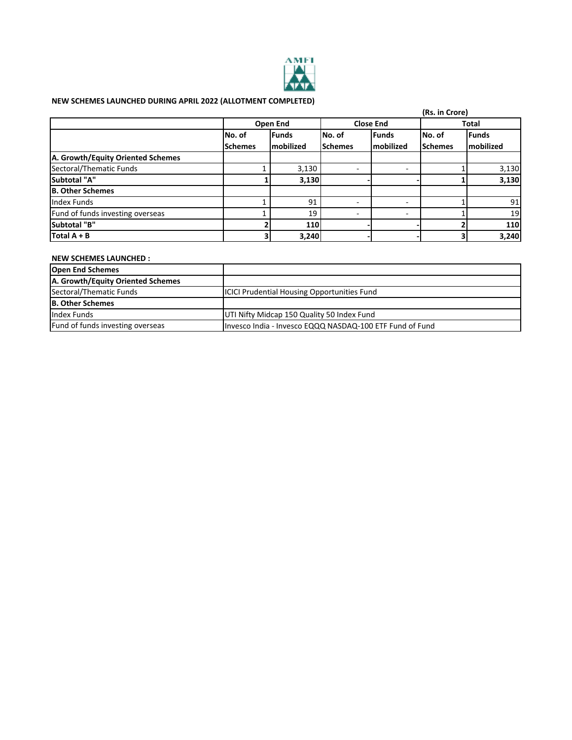**NEW SCHEMES LAUNCHED DURING APRIL 2022 (ALLOTMENT COMPLETED)**

(Rs. in Crore)

| | Open End | | Close End | | Total | |
|---|---|---|---|---|---|---|
| | No. of Schemes | Funds mobilized | No. of Schemes | Funds mobilized | No. of Schemes | Funds mobilized |
| **A. Growth/Equity Oriented Schemes** | | | | | | |
| Sectoral/Thematic Funds | 1 | 3,130 | - | - | 1 | 3,130 |
| **Subtotal "A"** | **1** | **3,130** | **-** | **-** | **1** | **3,130** |
| **B. Other Schemes** | | | | | | |
| Index Funds | 1 | 91 | - | - | 1 | 91 |
| Fund of funds investing overseas | 1 | 19 | - | - | 1 | 19 |
| **Subtotal "B"** | **2** | **110** | **-** | **-** | **2** | **110** |
| **Total A + B** | **3** | **3,240** | **-** | **-** | **3** | **3,240** |

**NEW SCHEMES LAUNCHED :**

| | |
|---|---|
| **Open End Schemes** | |
| **A. Growth/Equity Oriented Schemes** | |
| Sectoral/Thematic Funds | ICICI Prudential Housing Opportunities Fund |
| **B. Other Schemes** | |
| Index Funds | UTI Nifty Midcap 150 Quality 50 Index Fund |
| Fund of funds investing overseas | Invesco India - Invesco EQQQ NASDAQ-100 ETF Fund of Fund |